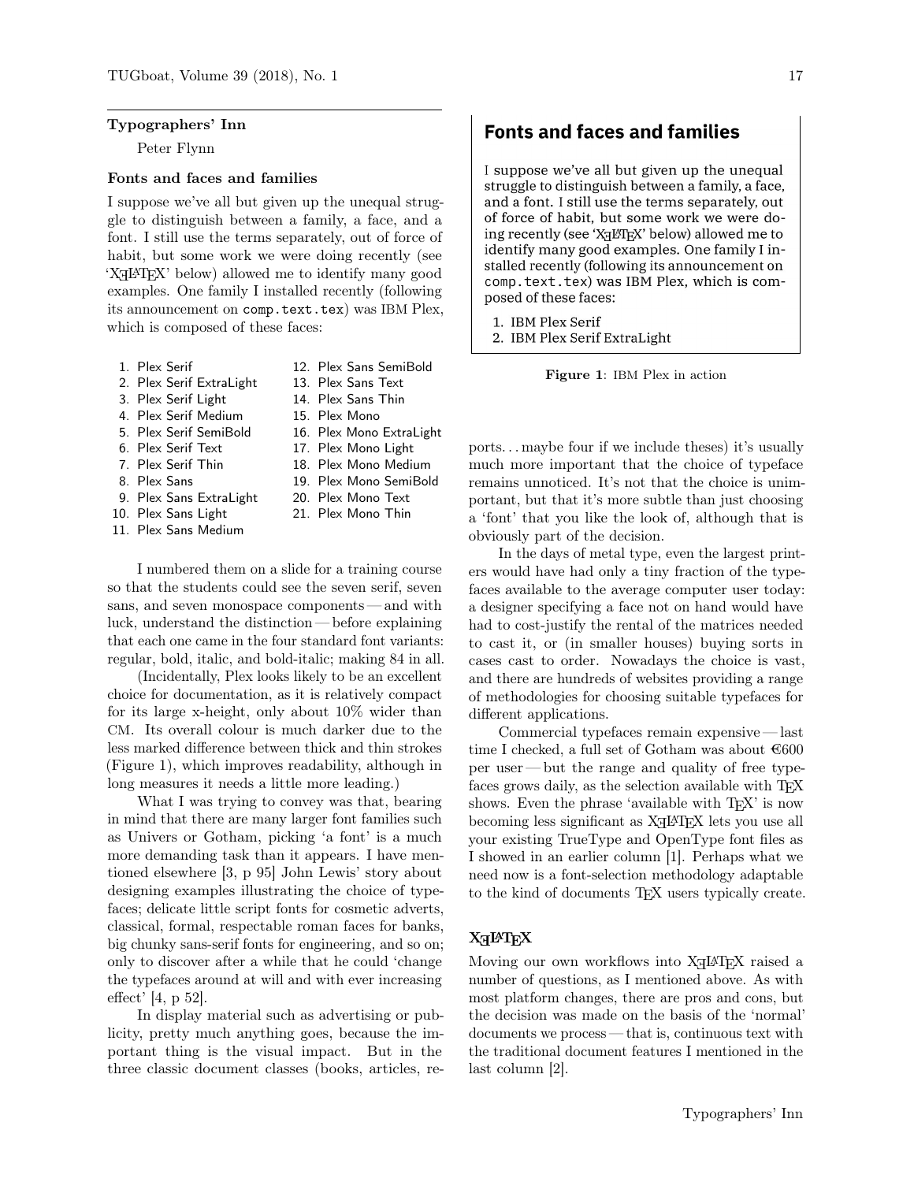## Typographers' Inn

Peter Flynn

### Fonts and faces and families

I suppose we've all but given up the unequal struggle to distinguish between a family, a face, and a font. I still use the terms separately, out of force of habit, but some work we were doing recently (see 'XƎLaTeX' below) allowed me to identify many good examples. One family I installed recently (following its announcement on `comp.text.tex`) was IBM Plex, which is composed of these faces:

1. Plex Serif
2. Plex Serif ExtraLight
3. Plex Serif Light
4. Plex Serif Medium
5. Plex Serif SemiBold
6. Plex Serif Text
7. Plex Serif Thin
8. Plex Sans
9. Plex Sans ExtraLight
10. Plex Sans Light
11. Plex Sans Medium
12. Plex Sans SemiBold
13. Plex Sans Text
14. Plex Sans Thin
15. Plex Mono
16. Plex Mono ExtraLight
17. Plex Mono Light
18. Plex Mono Medium
19. Plex Mono SemiBold
20. Plex Mono Text
21. Plex Mono Thin

I numbered them on a slide for a training course so that the students could see the seven serif, seven sans, and seven monospace components — and with luck, understand the distinction — before explaining that each one came in the four standard font variants: regular, bold, italic, and bold-italic; making 84 in all.

(Incidentally, Plex looks likely to be an excellent choice for documentation, as it is relatively compact for its large x-height, only about 10% wider than CM. Its overall colour is much darker due to the less marked difference between thick and thin strokes (Figure 1), which improves readability, although in long measures it needs a little more leading.)

> **Fonts and faces and families**
>
> I suppose we've all but given up the unequal struggle to distinguish between a family, a face, and a font. I still use the terms separately, out of force of habit, but some work we were doing recently (see 'XƎLaTeX' below) allowed me to identify many good examples. One family I installed recently (following its announcement on `comp.text.tex`) was IBM Plex, which is composed of these faces:
>
> 1. IBM Plex Serif
> 2. IBM Plex Serif ExtraLight

**Figure 1**: IBM Plex in action

What I was trying to convey was that, bearing in mind that there are many larger font families such as Univers or Gotham, picking 'a font' is a much more demanding task than it appears. I have mentioned elsewhere [3, p 95] John Lewis' story about designing examples illustrating the choice of typefaces; delicate little script fonts for cosmetic adverts, classical, formal, respectable roman faces for banks, big chunky sans-serif fonts for engineering, and so on; only to discover after a while that he could 'change the typefaces around at will and with ever increasing effect' [4, p 52].

In display material such as advertising or publicity, pretty much anything goes, because the important thing is the visual impact. But in the three classic document classes (books, articles, reports... maybe four if we include theses) it's usually much more important that the choice of typeface remains unnoticed. It's not that the choice is unimportant, but that it's more subtle than just choosing a 'font' that you like the look of, although that is obviously part of the decision.

In the days of metal type, even the largest printers would have had only a tiny fraction of the typefaces available to the average computer user today: a designer specifying a face not on hand would have had to cost-justify the rental of the matrices needed to cast it, or (in smaller houses) buying sorts in cases cast to order. Nowadays the choice is vast, and there are hundreds of websites providing a range of methodologies for choosing suitable typefaces for different applications.

Commercial typefaces remain expensive — last time I checked, a full set of Gotham was about €600 per user — but the range and quality of free typefaces grows daily, as the selection available with TeX shows. Even the phrase 'available with TeX' is now becoming less significant as XƎLaTeX lets you use all your existing TrueType and OpenType font files as I showed in an earlier column [1]. Perhaps what we need now is a font-selection methodology adaptable to the kind of documents TeX users typically create.

### XƎLaTeX

Moving our own workflows into XƎLaTeX raised a number of questions, as I mentioned above. As with most platform changes, there are pros and cons, but the decision was made on the basis of the 'normal' documents we process — that is, continuous text with the traditional document features I mentioned in the last column [2].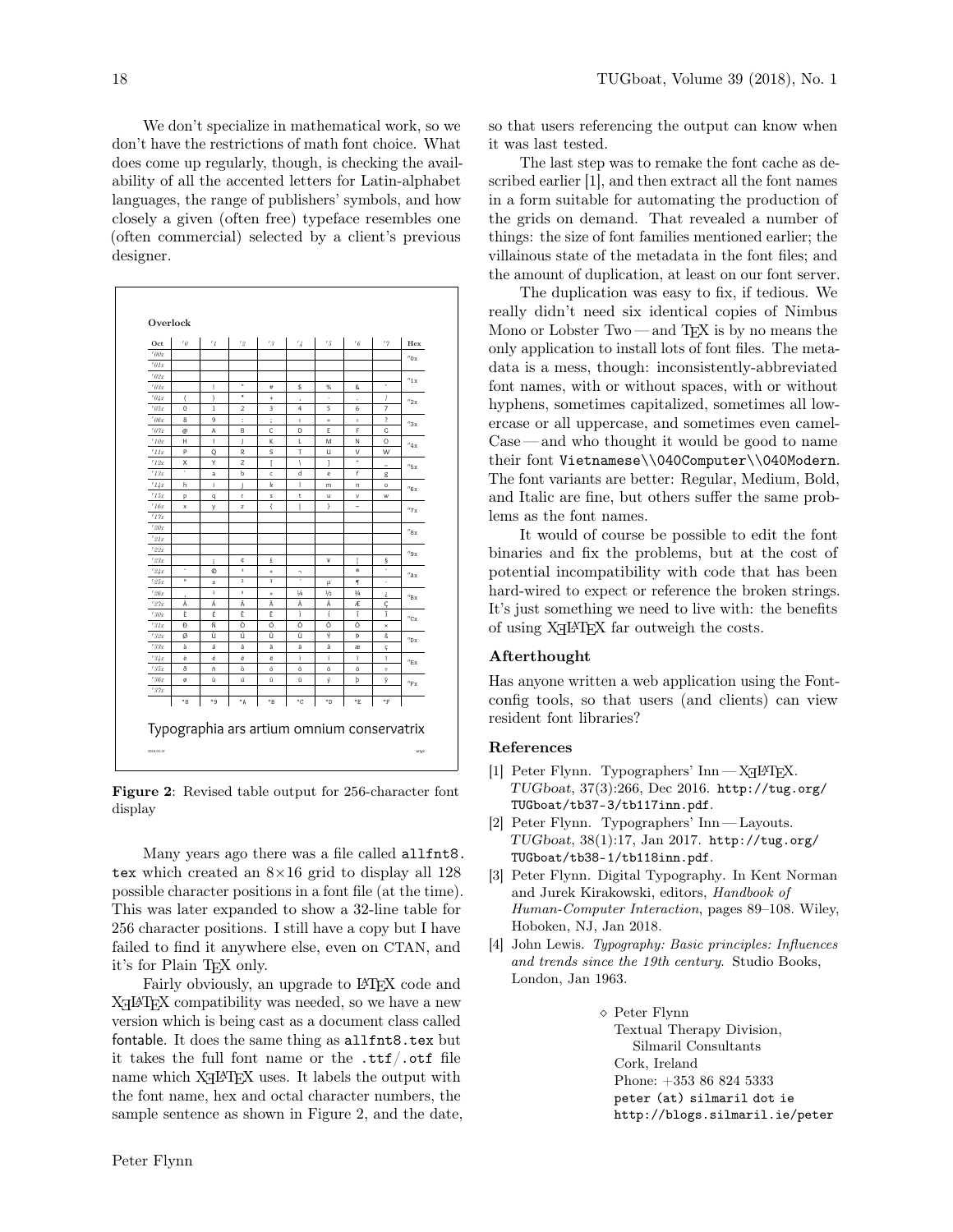We don't specialize in mathematical work, so we don't have the restrictions of math font choice. What does come up regularly, though, is checking the availability of all the accented letters for Latin-alphabet languages, the range of publishers' symbols, and how closely a given (often free) typeface resembles one (often commercial) selected by a client's previous designer.

**Overlock**

| Oct | '0 | '1 | '2 | '3 | '4 | '5 | '6 | '7 | Hex |
|---|---|---|---|---|---|---|---|---|---|
| '00x | | | | | | | | | "0x |
| '01x | | | | | | | | | |
| '02x | | | | | | | | | "1x |
| '03x | | ! | " | # | $ | % | & | ' | |
| '04x | ( | ) | * | + | , | - | . | / | "2x |
| '05x | 0 | 1 | 2 | 3 | 4 | 5 | 6 | 7 | |
| '06x | 8 | 9 | : | ; | < | = | > | ? | "3x |
| '07x | @ | A | B | C | D | E | F | G | |
| '10x | H | I | J | K | L | M | N | O | "4x |
| '11x | P | Q | R | S | T | U | V | W | |
| '12x | X | Y | Z | [ | \ | ] | ^ | _ | "5x |
| '13x | ` | a | b | c | d | e | f | g | |
| '14x | h | i | j | k | l | m | n | o | "6x |
| '15x | p | q | r | s | t | u | v | w | |
| '16x | x | y | z | { | \| | } | ~ | | "7x |
| '17x | | | | | | | | | |
| '20x | | | | | | | | | "8x |
| '21x | | | | | | | | | |
| '22x | | | | | | | | | "9x |
| '23x | | ¡ | ¢ | £ | | ¥ | ¦ | § | |
| '24x | ¨ | © | ª | « | ¬ | | ® | ¯ | "Ax |
| '25x | ° | ± | ² | ³ | ´ | µ | ¶ | · | |
| '26x | ¸ | ¹ | º | » | ¼ | ½ | ¾ | ¿ | "Bx |
| '27x | À | Á | Â | Ã | Ä | Å | Æ | Ç | |
| '30x | È | É | Ê | Ë | Ì | Í | Î | Ï | "Cx |
| '31x | Ð | Ñ | Ò | Ó | Ô | Õ | Ö | × | |
| '32x | Ø | Ù | Ú | Û | Ü | Ý | Þ | ß | "Dx |
| '33x | à | á | â | ã | ä | å | æ | ç | |
| '34x | è | é | ê | ë | ì | í | î | ï | "Ex |
| '35x | ð | ñ | ò | ó | ô | õ | ö | ÷ | |
| '36x | ø | ù | ú | û | ü | ý | þ | ÿ | "Fx |
| '37x | | | | | | | | | |
| | "8 | "9 | "A | "B | "C | "D | "E | "F | |

Typographia ars artium omnium conservatrix

2018-04-27 XeTeX

**Figure 2**: Revised table output for 256-character font display

Many years ago there was a file called `allfnt8.tex` which created an 8×16 grid to display all 128 possible character positions in a font file (at the time). This was later expanded to show a 32-line table for 256 character positions. I still have a copy but I have failed to find it anywhere else, even on CTAN, and it's for Plain TeX only.

Fairly obviously, an upgrade to LaTeX code and XeLaTeX compatibility was needed, so we have a new version which is being cast as a document class called fontable. It does the same thing as `allfnt8.tex` but it takes the full font name or the `.ttf`/`.otf` file name which XeLaTeX uses. It labels the output with the font name, hex and octal character numbers, the sample sentence as shown in Figure 2, and the date, so that users referencing the output can know when it was last tested.

The last step was to remake the font cache as described earlier [1], and then extract all the font names in a form suitable for automating the production of the grids on demand. That revealed a number of things: the size of font families mentioned earlier; the villainous state of the metadata in the font files; and the amount of duplication, at least on our font server.

The duplication was easy to fix, if tedious. We really didn't need six identical copies of Nimbus Mono or Lobster Two — and TeX is by no means the only application to install lots of font files. The metadata is a mess, though: inconsistently-abbreviated font names, with or without spaces, with or without hyphens, sometimes capitalized, sometimes all lowercase or all uppercase, and sometimes even camelCase — and who thought it would be good to name their font `Vietnamese\\040Computer\\040Modern`. The font variants are better: Regular, Medium, Bold, and Italic are fine, but others suffer the same problems as the font names.

It would of course be possible to edit the font binaries and fix the problems, but at the cost of potential incompatibility with code that has been hard-wired to expect or reference the broken strings. It's just something we need to live with: the benefits of using XeLaTeX far outweigh the costs.

### Afterthought

Has anyone written a web application using the Fontconfig tools, so that users (and clients) can view resident font libraries?

### References

[1] Peter Flynn. Typographers' Inn — XeLaTeX. *TUGboat*, 37(3):266, Dec 2016. `http://tug.org/TUGboat/tb37-3/tb117inn.pdf`.

[2] Peter Flynn. Typographers' Inn — Layouts. *TUGboat*, 38(1):17, Jan 2017. `http://tug.org/TUGboat/tb38-1/tb118inn.pdf`.

[3] Peter Flynn. Digital Typography. In Kent Norman and Jurek Kirakowski, editors, *Handbook of Human-Computer Interaction*, pages 89–108. Wiley, Hoboken, NJ, Jan 2018.

[4] John Lewis. *Typography: Basic principles: Influences and trends since the 19th century*. Studio Books, London, Jan 1963.

◇ Peter Flynn
Textual Therapy Division,
Silmaril Consultants
Cork, Ireland
Phone: +353 86 824 5333
`peter (at) silmaril dot ie`
`http://blogs.silmaril.ie/peter`